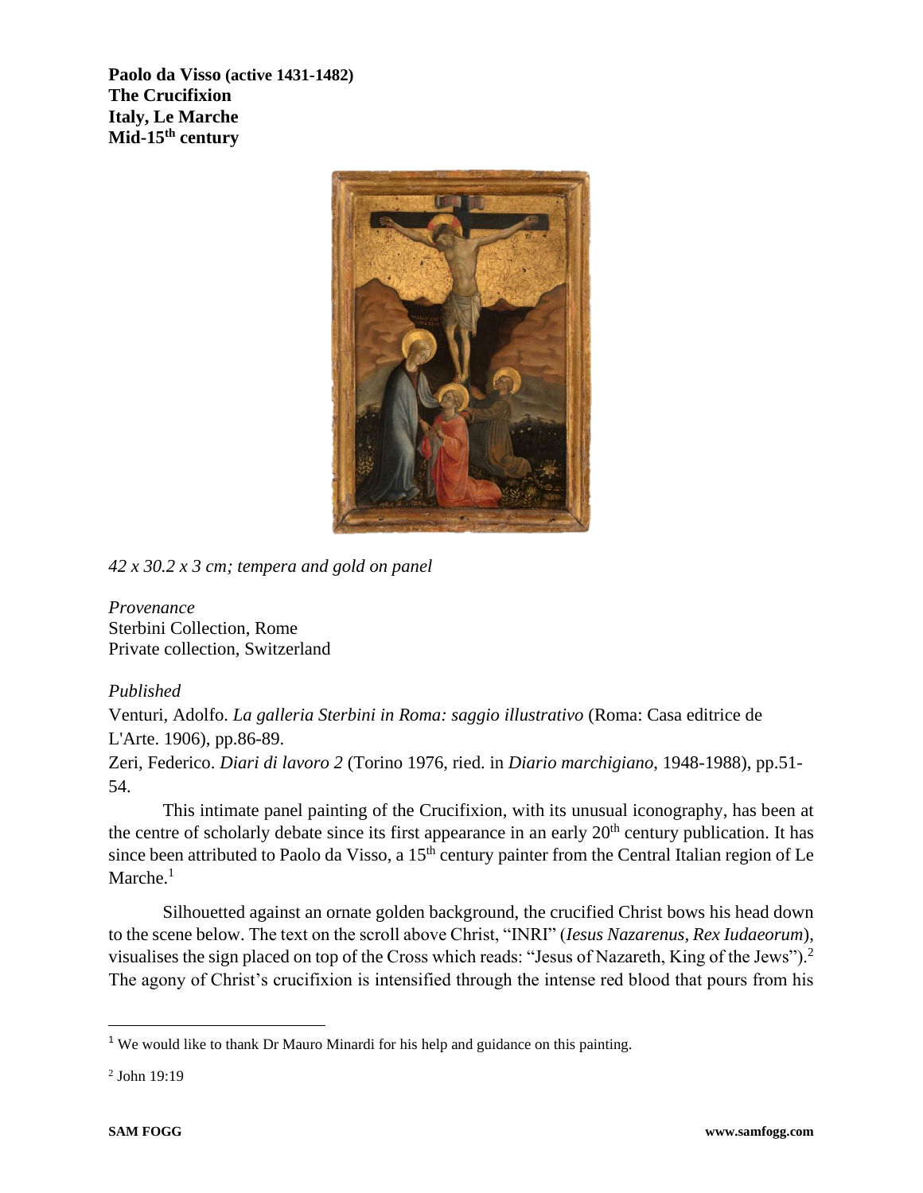**Paolo da Visso (active 1431-1482)**
**The Crucifixion**
**Italy, Le Marche**
**Mid-15th century**

*42 x 30.2 x 3 cm; tempera and gold on panel*

*Provenance*
Sterbini Collection, Rome
Private collection, Switzerland

*Published*
Venturi, Adolfo. *La galleria Sterbini in Roma: saggio illustrativo* (Roma: Casa editrice de L'Arte. 1906), pp.86-89.
Zeri, Federico. *Diari di lavoro 2* (Torino 1976, ried. in *Diario marchigiano*, 1948-1988), pp.51-54.

This intimate panel painting of the Crucifixion, with its unusual iconography, has been at the centre of scholarly debate since its first appearance in an early 20th century publication. It has since been attributed to Paolo da Visso, a 15th century painter from the Central Italian region of Le Marche.[1]

Silhouetted against an ornate golden background, the crucified Christ bows his head down to the scene below. The text on the scroll above Christ, "INRI" (*Iesus Nazarenus, Rex Iudaeorum*), visualises the sign placed on top of the Cross which reads: "Jesus of Nazareth, King of the Jews").[2] The agony of Christ's crucifixion is intensified through the intense red blood that pours from his

[1] We would like to thank Dr Mauro Minardi for his help and guidance on this painting.

[2] John 19:19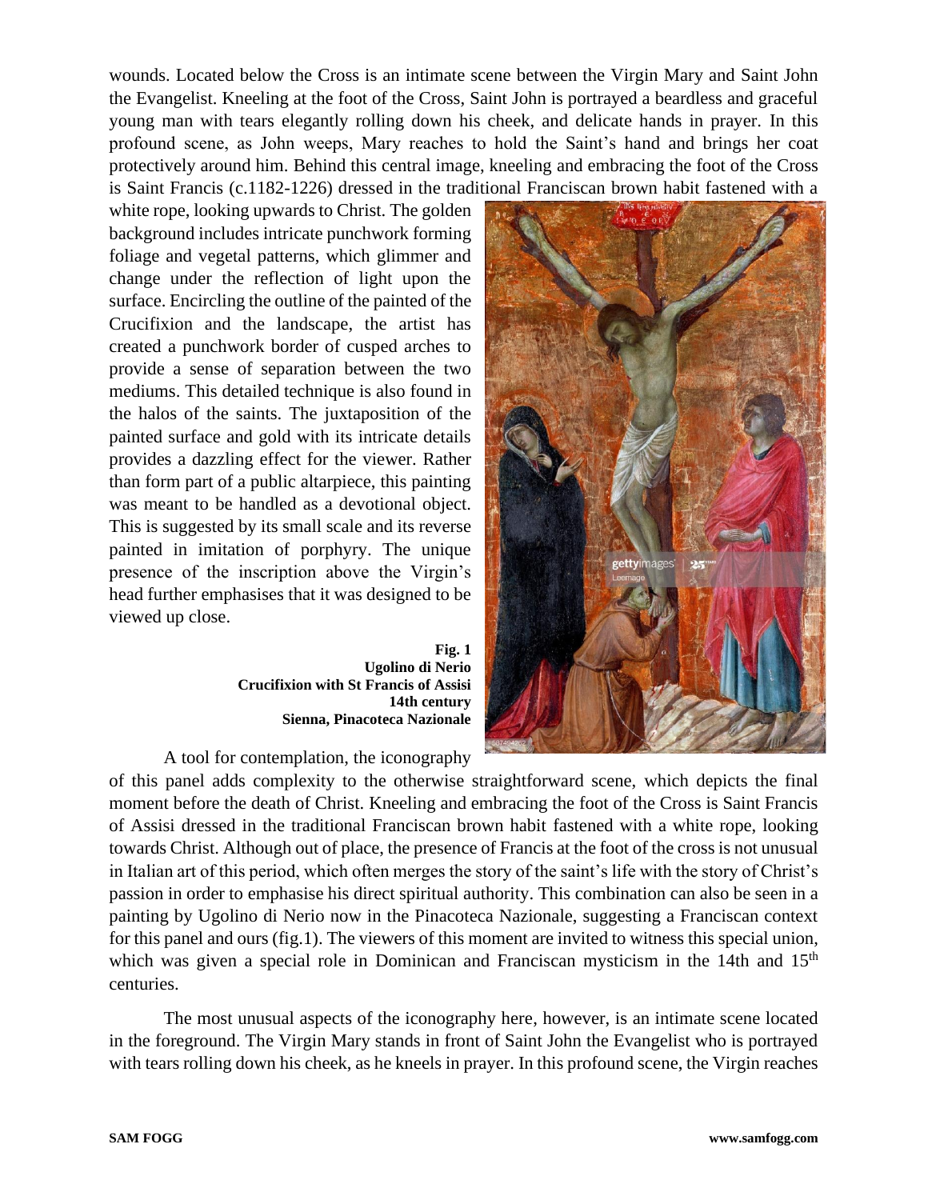wounds. Located below the Cross is an intimate scene between the Virgin Mary and Saint John the Evangelist. Kneeling at the foot of the Cross, Saint John is portrayed a beardless and graceful young man with tears elegantly rolling down his cheek, and delicate hands in prayer. In this profound scene, as John weeps, Mary reaches to hold the Saint's hand and brings her coat protectively around him. Behind this central image, kneeling and embracing the foot of the Cross is Saint Francis (c.1182-1226) dressed in the traditional Franciscan brown habit fastened with a white rope, looking upwards to Christ. The golden background includes intricate punchwork forming foliage and vegetal patterns, which glimmer and change under the reflection of light upon the surface. Encircling the outline of the painted of the Crucifixion and the landscape, the artist has created a punchwork border of cusped arches to provide a sense of separation between the two mediums. This detailed technique is also found in the halos of the saints. The juxtaposition of the painted surface and gold with its intricate details provides a dazzling effect for the viewer. Rather than form part of a public altarpiece, this painting was meant to be handled as a devotional object. This is suggested by its small scale and its reverse painted in imitation of porphyry. The unique presence of the inscription above the Virgin's head further emphasises that it was designed to be viewed up close.

**Fig. 1**
**Ugolino di Nerio**
**Crucifixion with St Francis of Assisi**
**14th century**
**Sienna, Pinacoteca Nazionale**

A tool for contemplation, the iconography of this panel adds complexity to the otherwise straightforward scene, which depicts the final moment before the death of Christ. Kneeling and embracing the foot of the Cross is Saint Francis of Assisi dressed in the traditional Franciscan brown habit fastened with a white rope, looking towards Christ. Although out of place, the presence of Francis at the foot of the cross is not unusual in Italian art of this period, which often merges the story of the saint's life with the story of Christ's passion in order to emphasise his direct spiritual authority. This combination can also be seen in a painting by Ugolino di Nerio now in the Pinacoteca Nazionale, suggesting a Franciscan context for this panel and ours (fig.1). The viewers of this moment are invited to witness this special union, which was given a special role in Dominican and Franciscan mysticism in the 14th and 15th centuries.

The most unusual aspects of the iconography here, however, is an intimate scene located in the foreground. The Virgin Mary stands in front of Saint John the Evangelist who is portrayed with tears rolling down his cheek, as he kneels in prayer. In this profound scene, the Virgin reaches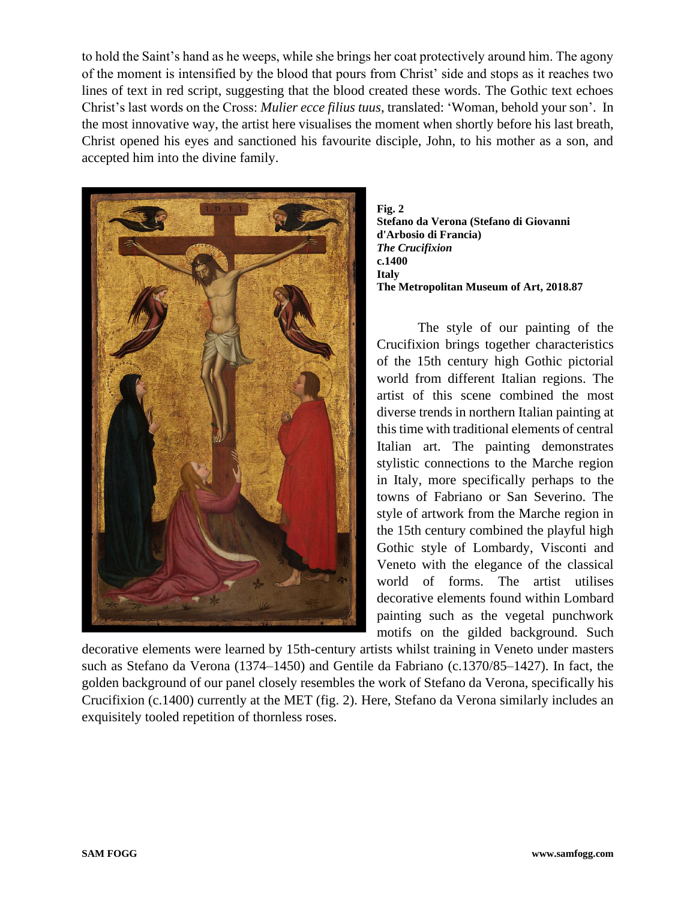to hold the Saint's hand as he weeps, while she brings her coat protectively around him. The agony of the moment is intensified by the blood that pours from Christ' side and stops as it reaches two lines of text in red script, suggesting that the blood created these words. The Gothic text echoes Christ's last words on the Cross: *Mulier ecce filius tuus*, translated: 'Woman, behold your son'. In the most innovative way, the artist here visualises the moment when shortly before his last breath, Christ opened his eyes and sanctioned his favourite disciple, John, to his mother as a son, and accepted him into the divine family.

**Fig. 2**
**Stefano da Verona (Stefano di Giovanni d'Arbosio di Francia)**
***The Crucifixion***
**c.1400**
**Italy**
**The Metropolitan Museum of Art, 2018.87**

The style of our painting of the Crucifixion brings together characteristics of the 15th century high Gothic pictorial world from different Italian regions. The artist of this scene combined the most diverse trends in northern Italian painting at this time with traditional elements of central Italian art. The painting demonstrates stylistic connections to the Marche region in Italy, more specifically perhaps to the towns of Fabriano or San Severino. The style of artwork from the Marche region in the 15th century combined the playful high Gothic style of Lombardy, Visconti and Veneto with the elegance of the classical world of forms. The artist utilises decorative elements found within Lombard painting such as the vegetal punchwork motifs on the gilded background. Such decorative elements were learned by 15th-century artists whilst training in Veneto under masters such as Stefano da Verona (1374–1450) and Gentile da Fabriano (c.1370/85–1427). In fact, the golden background of our panel closely resembles the work of Stefano da Verona, specifically his Crucifixion (c.1400) currently at the MET (fig. 2). Here, Stefano da Verona similarly includes an exquisitely tooled repetition of thornless roses.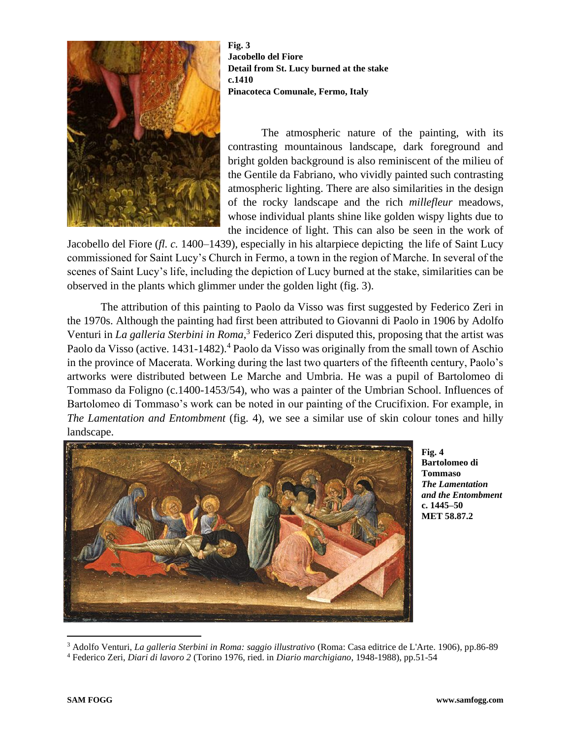**Fig. 3**
**Jacobello del Fiore**
**Detail from St. Lucy burned at the stake**
**c.1410**
**Pinacoteca Comunale, Fermo, Italy**

The atmospheric nature of the painting, with its contrasting mountainous landscape, dark foreground and bright golden background is also reminiscent of the milieu of the Gentile da Fabriano, who vividly painted such contrasting atmospheric lighting. There are also similarities in the design of the rocky landscape and the rich *millefleur* meadows, whose individual plants shine like golden wispy lights due to the incidence of light. This can also be seen in the work of Jacobello del Fiore (*fl. c.* 1400–1439), especially in his altarpiece depicting the life of Saint Lucy commissioned for Saint Lucy's Church in Fermo, a town in the region of Marche. In several of the scenes of Saint Lucy's life, including the depiction of Lucy burned at the stake, similarities can be observed in the plants which glimmer under the golden light (fig. 3).

The attribution of this painting to Paolo da Visso was first suggested by Federico Zeri in the 1970s. Although the painting had first been attributed to Giovanni di Paolo in 1906 by Adolfo Venturi in *La galleria Sterbini in Roma*,[3] Federico Zeri disputed this, proposing that the artist was Paolo da Visso (active. 1431-1482).[4] Paolo da Visso was originally from the small town of Aschio in the province of Macerata. Working during the last two quarters of the fifteenth century, Paolo's artworks were distributed between Le Marche and Umbria. He was a pupil of Bartolomeo di Tommaso da Foligno (c.1400-1453/54), who was a painter of the Umbrian School. Influences of Bartolomeo di Tommaso's work can be noted in our painting of the Crucifixion. For example, in *The Lamentation and Entombment* (fig. 4), we see a similar use of skin colour tones and hilly landscape.

**Fig. 4**
**Bartolomeo di Tommaso**
***The Lamentation and the Entombment***
**c. 1445–50**
**MET 58.87.2**

---

[3] Adolfo Venturi, *La galleria Sterbini in Roma: saggio illustrativo* (Roma: Casa editrice de L'Arte. 1906), pp.86-89

[4] Federico Zeri, *Diari di lavoro 2* (Torino 1976, ried. in *Diario marchigiano*, 1948-1988), pp.51-54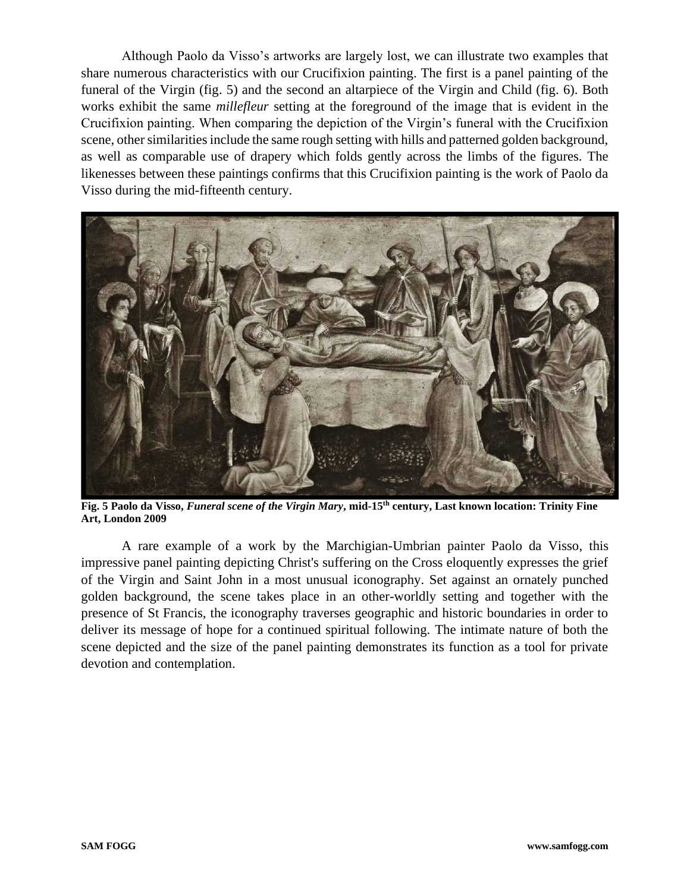Although Paolo da Visso's artworks are largely lost, we can illustrate two examples that share numerous characteristics with our Crucifixion painting. The first is a panel painting of the funeral of the Virgin (fig. 5) and the second an altarpiece of the Virgin and Child (fig. 6). Both works exhibit the same *millefleur* setting at the foreground of the image that is evident in the Crucifixion painting. When comparing the depiction of the Virgin's funeral with the Crucifixion scene, other similarities include the same rough setting with hills and patterned golden background, as well as comparable use of drapery which folds gently across the limbs of the figures. The likenesses between these paintings confirms that this Crucifixion painting is the work of Paolo da Visso during the mid-fifteenth century.

**Fig. 5 Paolo da Visso, *Funeral scene of the Virgin Mary*, mid-15th century, Last known location: Trinity Fine Art, London 2009**

A rare example of a work by the Marchigian-Umbrian painter Paolo da Visso, this impressive panel painting depicting Christ's suffering on the Cross eloquently expresses the grief of the Virgin and Saint John in a most unusual iconography. Set against an ornately punched golden background, the scene takes place in an other-worldly setting and together with the presence of St Francis, the iconography traverses geographic and historic boundaries in order to deliver its message of hope for a continued spiritual following. The intimate nature of both the scene depicted and the size of the panel painting demonstrates its function as a tool for private devotion and contemplation.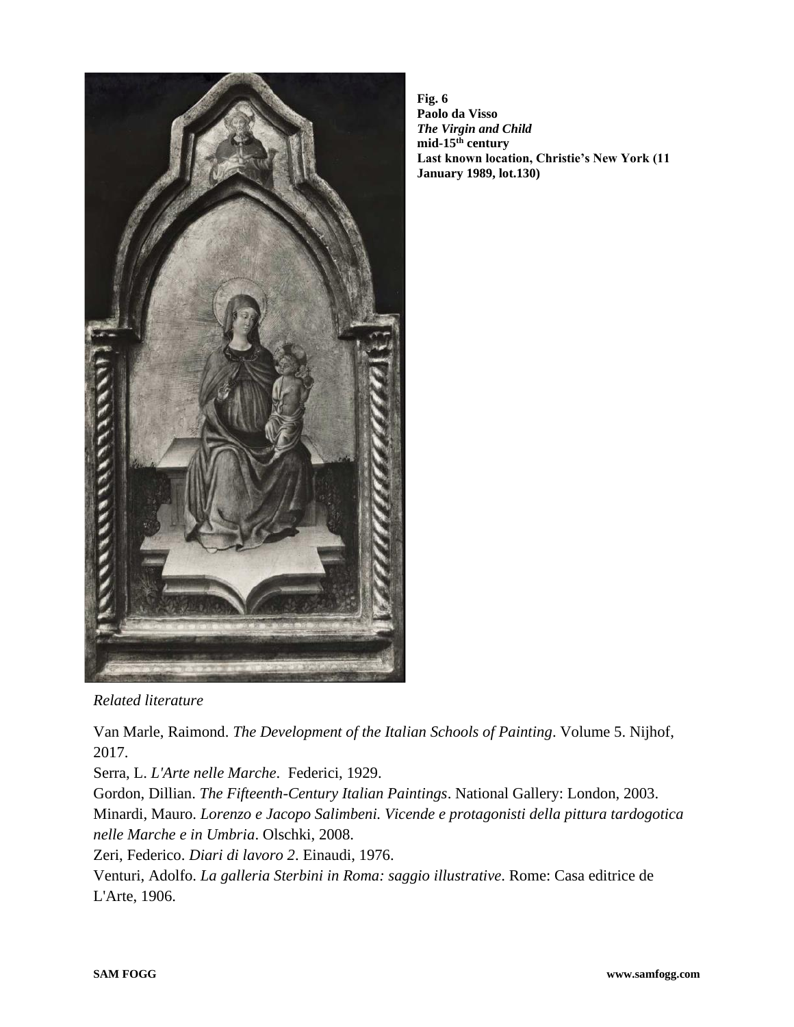**Fig. 6**
**Paolo da Visso**
***The Virgin and Child***
**mid-15th century**
**Last known location, Christie's New York (11 January 1989, lot.130)**

*Related literature*

Van Marle, Raimond. *The Development of the Italian Schools of Painting*. Volume 5. Nijhof, 2017.

Serra, L. *L'Arte nelle Marche*. Federici, 1929.

Gordon, Dillian. *The Fifteenth-Century Italian Paintings*. National Gallery: London, 2003.

Minardi, Mauro. *Lorenzo e Jacopo Salimbeni. Vicende e protagonisti della pittura tardogotica nelle Marche e in Umbria*. Olschki, 2008.

Zeri, Federico. *Diari di lavoro 2*. Einaudi, 1976.

Venturi, Adolfo. *La galleria Sterbini in Roma: saggio illustrative*. Rome: Casa editrice de L'Arte, 1906.